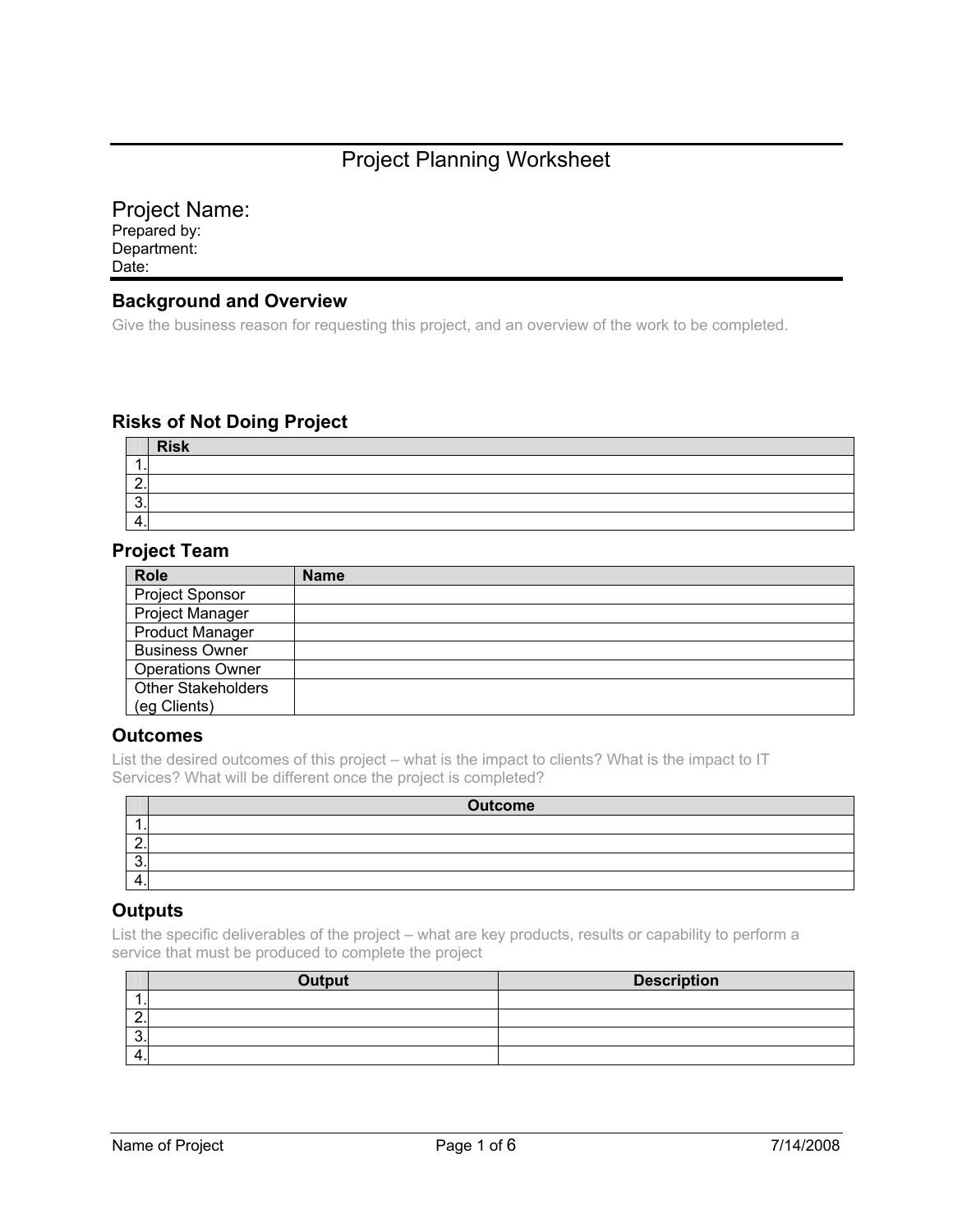# Project Planning Worksheet

## Project Name:

Prepared by:
Department:
Date:

### Background and Overview

Give the business reason for requesting this project, and an overview of the work to be completed.

### Risks of Not Doing Project

| | Risk |
|---|---|
| 1. | |
| 2. | |
| 3. | |
| 4. | |

### Project Team

| Role | Name |
|---|---|
| Project Sponsor | |
| Project Manager | |
| Product Manager | |
| Business Owner | |
| Operations Owner | |
| Other Stakeholders (eg Clients) | |

### Outcomes

List the desired outcomes of this project – what is the impact to clients? What is the impact to IT Services? What will be different once the project is completed?

| | Outcome |
|---|---|
| 1. | |
| 2. | |
| 3. | |
| 4. | |

### Outputs

List the specific deliverables of the project – what are key products, results or capability to perform a service that must be produced to complete the project

| | Output | Description |
|---|---|---|
| 1. | | |
| 2. | | |
| 3. | | |
| 4. | | |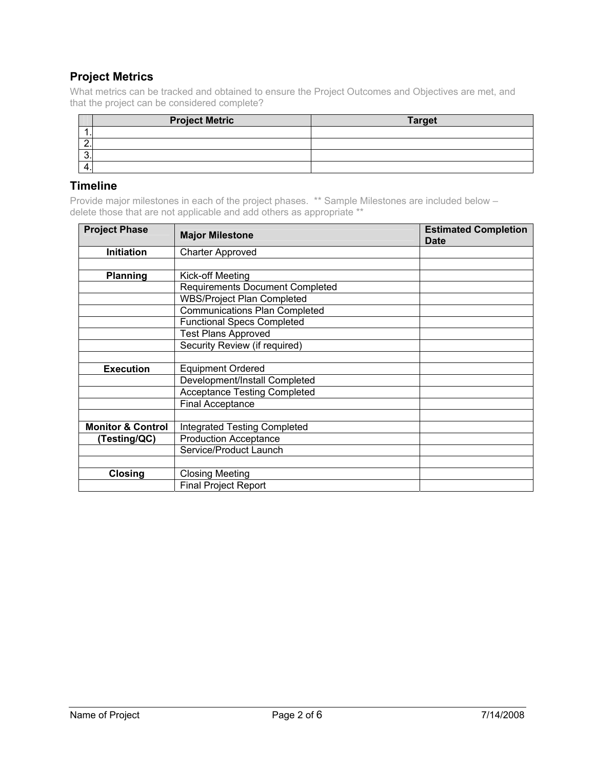## Project Metrics

What metrics can be tracked and obtained to ensure the Project Outcomes and Objectives are met, and that the project can be considered complete?

| | Project Metric | Target |
|---|---|---|
| 1. | | |
| 2. | | |
| 3. | | |
| 4. | | |

## Timeline

Provide major milestones in each of the project phases. ** Sample Milestones are included below – delete those that are not applicable and add others as appropriate **

| Project Phase | Major Milestone | Estimated Completion Date |
|---|---|---|
| **Initiation** | Charter Approved | |
| | | |
| **Planning** | Kick-off Meeting | |
| | Requirements Document Completed | |
| | WBS/Project Plan Completed | |
| | Communications Plan Completed | |
| | Functional Specs Completed | |
| | Test Plans Approved | |
| | Security Review (if required) | |
| | | |
| **Execution** | Equipment Ordered | |
| | Development/Install Completed | |
| | Acceptance Testing Completed | |
| | Final Acceptance | |
| | | |
| **Monitor & Control** | Integrated Testing Completed | |
| **(Testing/QC)** | Production Acceptance | |
| | Service/Product Launch | |
| | | |
| **Closing** | Closing Meeting | |
| | Final Project Report | |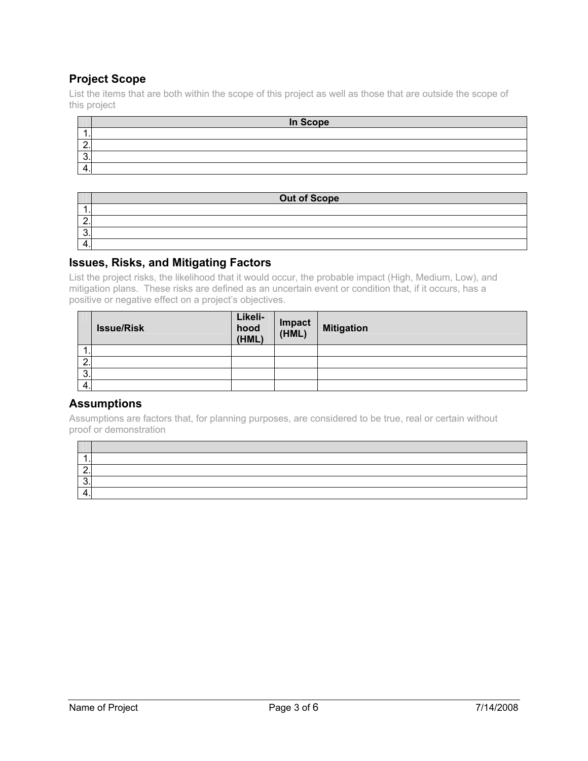## Project Scope

List the items that are both within the scope of this project as well as those that are outside the scope of this project

| | In Scope |
|---|---|
| 1. | |
| 2. | |
| 3. | |
| 4. | |

| | Out of Scope |
|---|---|
| 1. | |
| 2. | |
| 3. | |
| 4. | |

## Issues, Risks, and Mitigating Factors

List the project risks, the likelihood that it would occur, the probable impact (High, Medium, Low), and mitigation plans. These risks are defined as an uncertain event or condition that, if it occurs, has a positive or negative effect on a project's objectives.

| | Issue/Risk | Likeli-hood (HML) | Impact (HML) | Mitigation |
|---|---|---|---|---|
| 1. | | | | |
| 2. | | | | |
| 3. | | | | |
| 4. | | | | |

## Assumptions

Assumptions are factors that, for planning purposes, are considered to be true, real or certain without proof or demonstration

| | |
|---|---|
| 1. | |
| 2. | |
| 3. | |
| 4. | |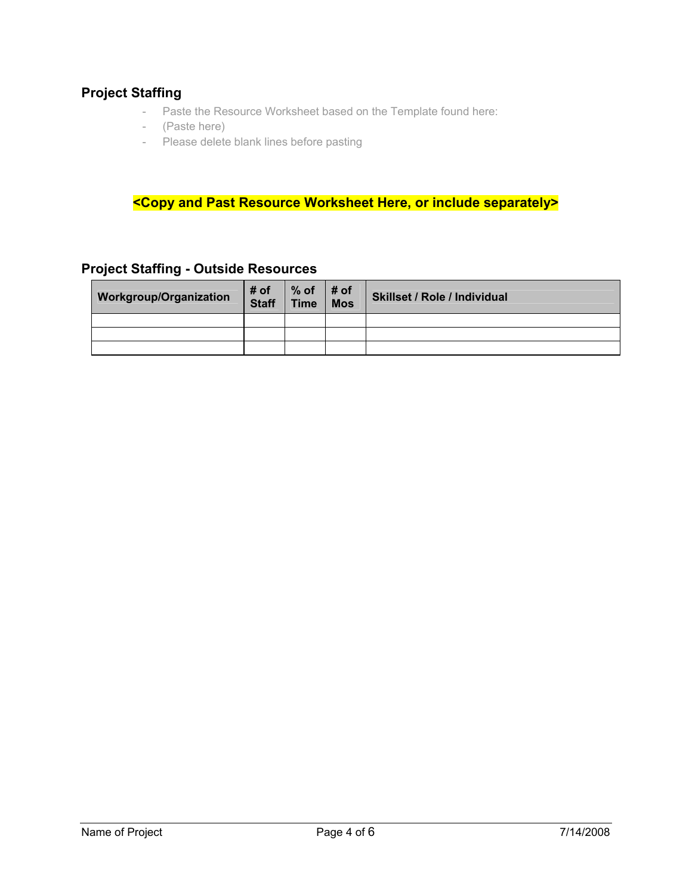## Project Staffing

- Paste the Resource Worksheet based on the Template found here:
- (Paste here)
- Please delete blank lines before pasting

**<Copy and Past Resource Worksheet Here, or include separately>**

## Project Staffing - Outside Resources

| Workgroup/Organization | # of Staff | % of Time | # of Mos | Skillset / Role / Individual |
|---|---|---|---|---|
| | | | | |
| | | | | |
| | | | | |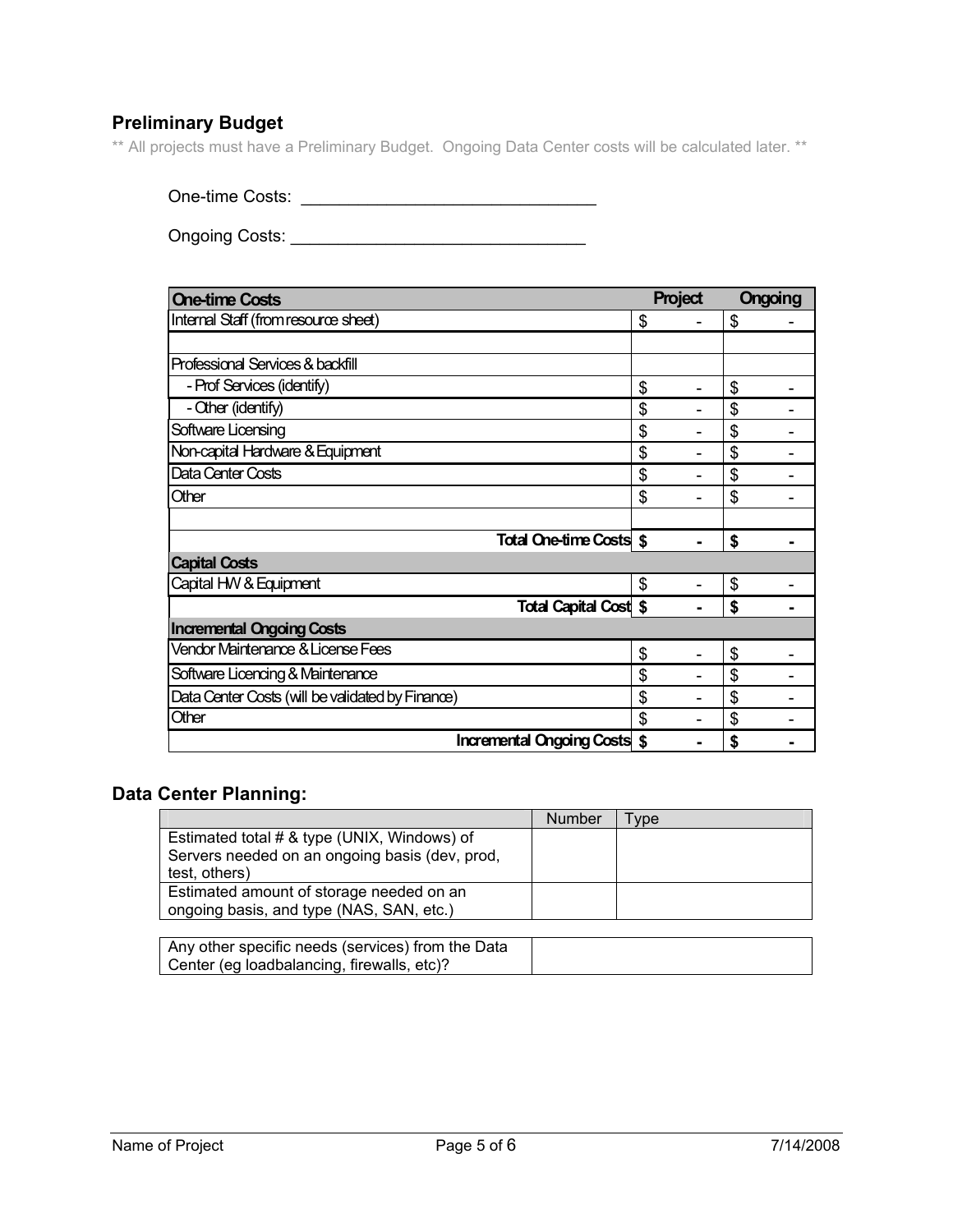## Preliminary Budget

** All projects must have a Preliminary Budget. Ongoing Data Center costs will be calculated later. **

One-time Costs: ______________________________

Ongoing Costs: ______________________________

| One-time Costs | Project | Ongoing |
|---|---|---|
| Internal Staff (from resource sheet) | $ - | $ - |
| | | |
| Professional Services & backfill | | |
| - Prof Services (identify) | $ - | $ - |
| - Other (identify) | $ - | $ - |
| Software Licensing | $ - | $ - |
| Non-capital Hardware & Equipment | $ - | $ - |
| Data Center Costs | $ - | $ - |
| Other | $ - | $ - |
| | | |
| **Total One-time Costs** | **$ -** | **$ -** |
| **Capital Costs** | | |
| Capital HW & Equipment | $ - | $ - |
| **Total Capital Cost** | **$ -** | **$ -** |
| **Incremental Ongoing Costs** | | |
| Vendor Maintenance & License Fees | $ - | $ - |
| Software Licencing & Maintenance | $ - | $ - |
| Data Center Costs (will be validated by Finance) | $ - | $ - |
| Other | $ - | $ - |
| **Incremental Ongoing Costs** | **$ -** | **$ -** |

## Data Center Planning:

| | Number | Type |
|---|---|---|
| Estimated total # & type (UNIX, Windows) of Servers needed on an ongoing basis (dev, prod, test, others) | | |
| Estimated amount of storage needed on an ongoing basis, and type (NAS, SAN, etc.) | | |

| | |
|---|---|
| Any other specific needs (services) from the Data Center (eg loadbalancing, firewalls, etc)? | |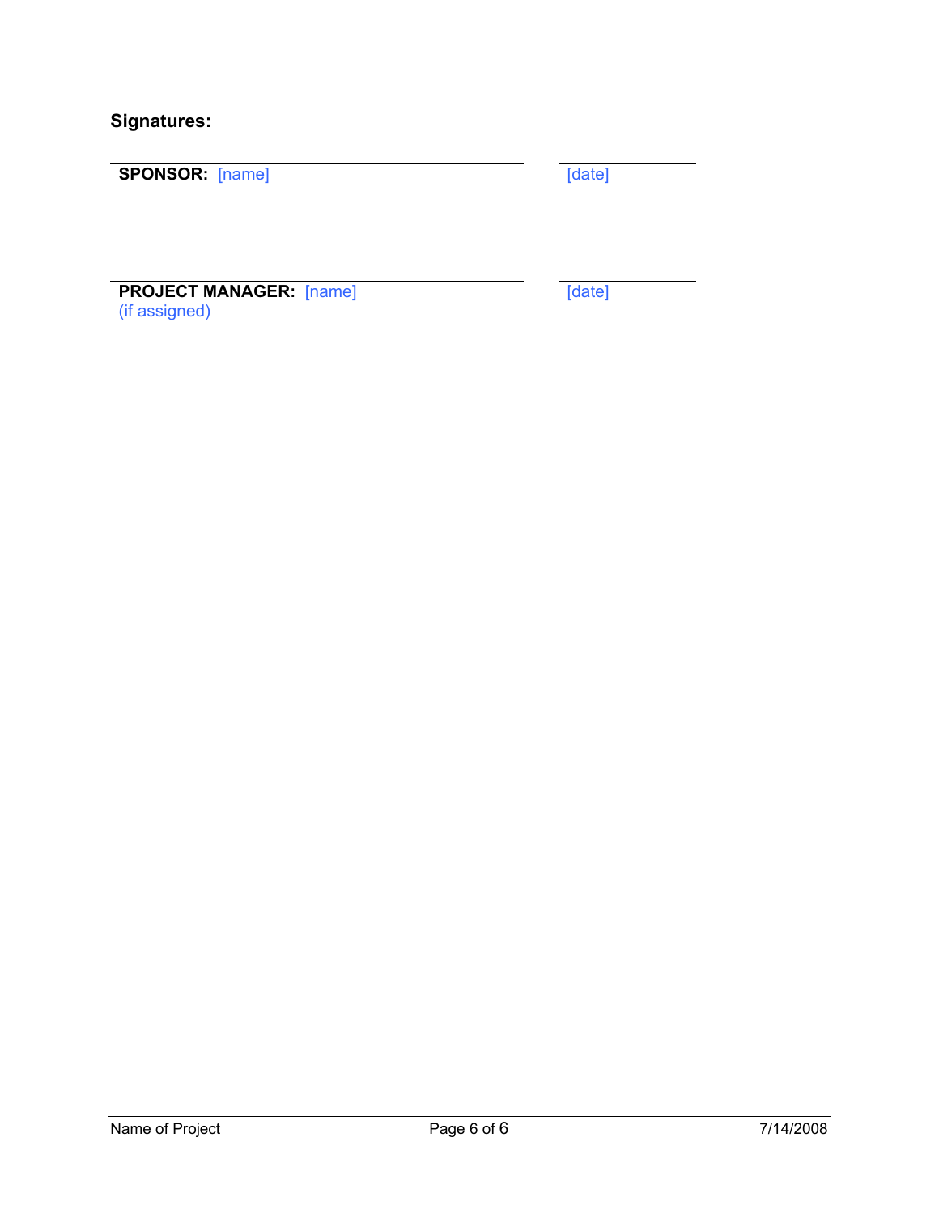**Signatures:**

\_\_\_\_\_\_\_\_\_\_\_\_\_\_\_\_\_\_\_\_\_\_\_\_\_\_\_\_\_\_\_\_\_\_\_\_\_\_\_\_ \_\_\_\_\_\_\_\_\_\_\_\_\_\_\_

**SPONSOR:** [name] [date]

\_\_\_\_\_\_\_\_\_\_\_\_\_\_\_\_\_\_\_\_\_\_\_\_\_\_\_\_\_\_\_\_\_\_\_\_\_\_\_\_ \_\_\_\_\_\_\_\_\_\_\_\_\_\_\_

**PROJECT MANAGER:** [name] [date]
(if assigned)